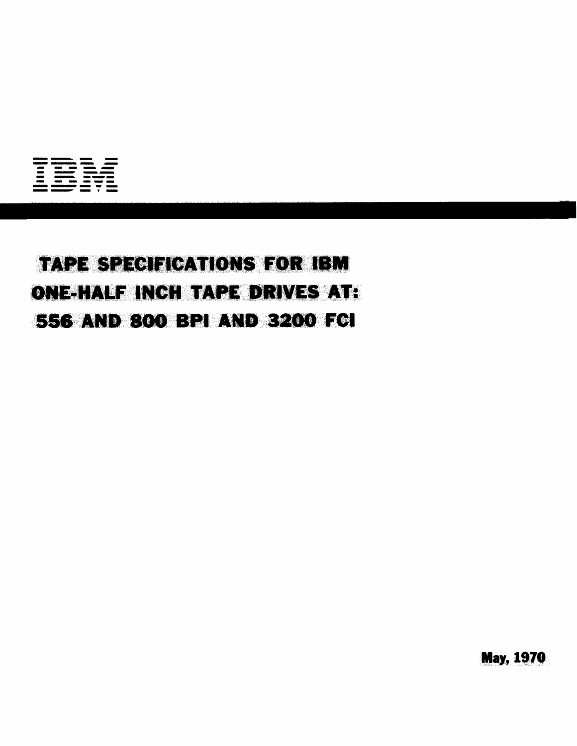IBM

# TAPE SPECIFICATIONS FOR IBM ONE-HALF INCH TAPE DRIVES AT: 556 AND 800 BPI AND 3200 FCI

May, 1970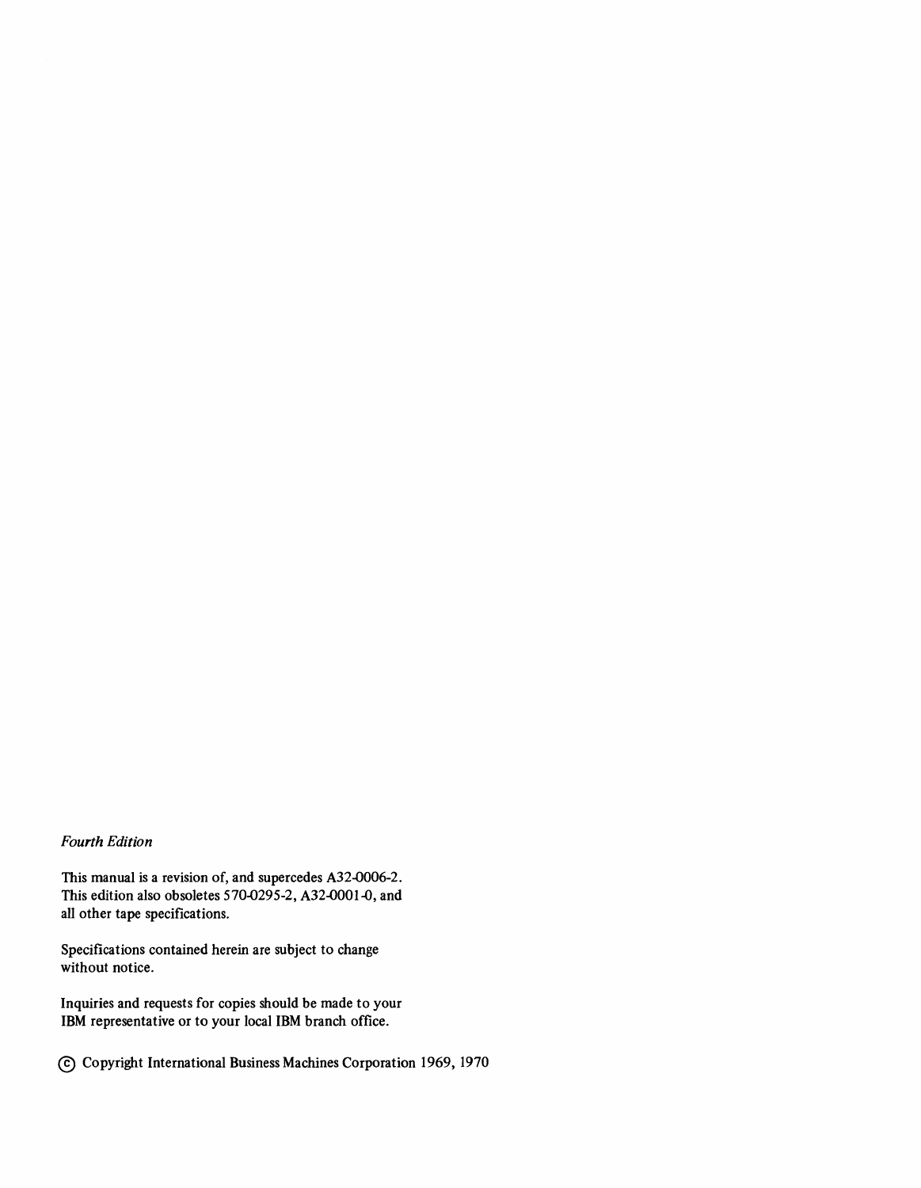*Fourth Edition*

This manual is a revision of, and supercedes A32-0006-2. This edition also obsoletes 570-0295-2, A32-0001-0, and all other tape specifications.

Specifications contained herein are subject to change without notice.

Inquiries and requests for copies should be made to your IBM representative or to your local IBM branch office.

© Copyright International Business Machines Corporation 1969, 1970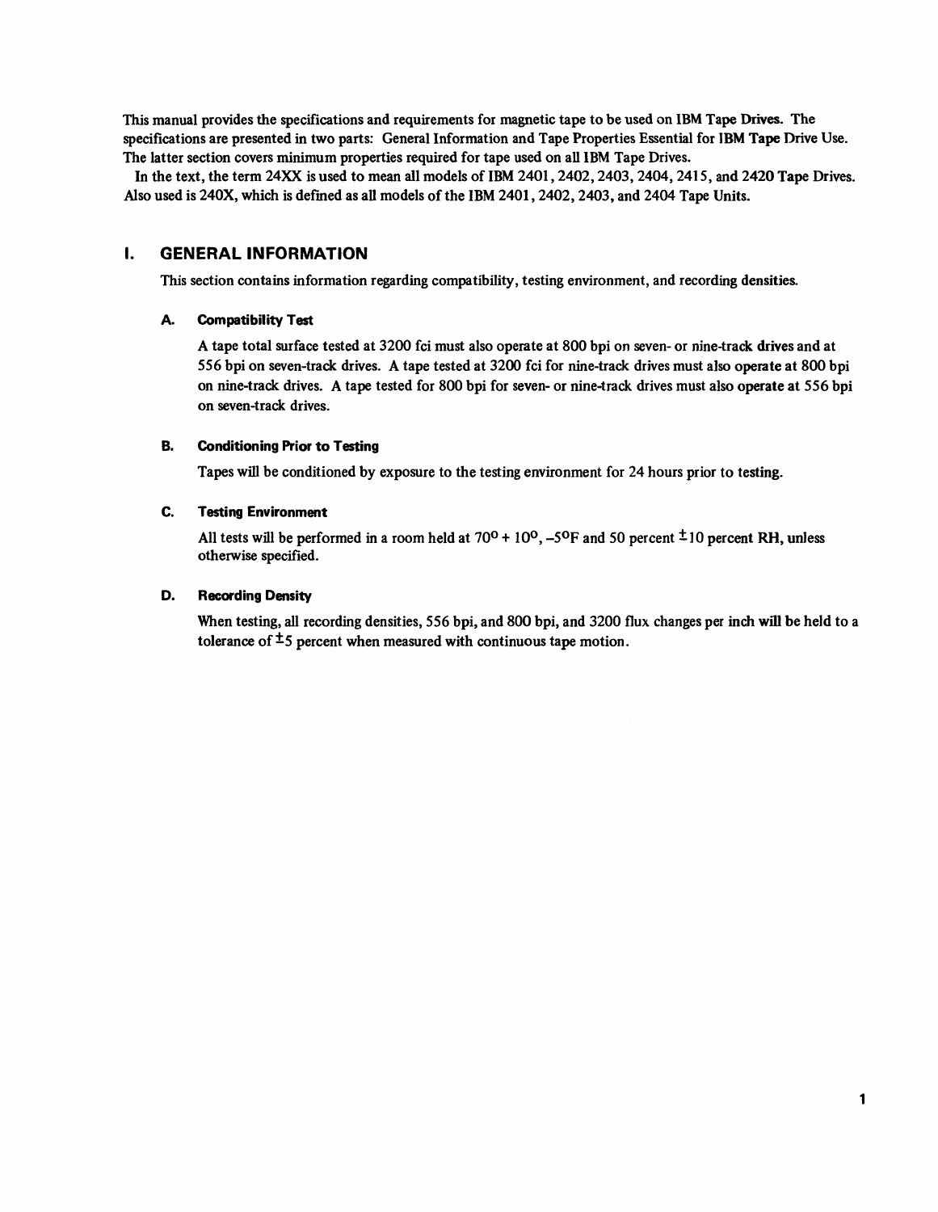This manual provides the specifications and requirements for magnetic tape to be used on IBM Tape Drives. The specifications are presented in two parts: General Information and Tape Properties Essential for IBM Tape Drive Use. The latter section covers minimum properties required for tape used on all IBM Tape Drives.

In the text, the term 24XX is used to mean all models of IBM 2401, 2402, 2403, 2404, 2415, and 2420 Tape Drives. Also used is 240X, which is defined as all models of the IBM 2401, 2402, 2403, and 2404 Tape Units.

## I. GENERAL INFORMATION

This section contains information regarding compatibility, testing environment, and recording densities.

### A. Compatibility Test

A tape total surface tested at 3200 fci must also operate at 800 bpi on seven- or nine-track drives and at 556 bpi on seven-track drives. A tape tested at 3200 fci for nine-track drives must also operate at 800 bpi on nine-track drives. A tape tested for 800 bpi for seven- or nine-track drives must also operate at 556 bpi on seven-track drives.

### B. Conditioning Prior to Testing

Tapes will be conditioned by exposure to the testing environment for 24 hours prior to testing.

### C. Testing Environment

All tests will be performed in a room held at $70^{o} + 10^{o}, -5^{o}$F and 50 percent ±10 percent RH, unless otherwise specified.

### D. Recording Density

When testing, all recording densities, 556 bpi, and 800 bpi, and 3200 flux changes per inch will be held to a tolerance of ±5 percent when measured with continuous tape motion.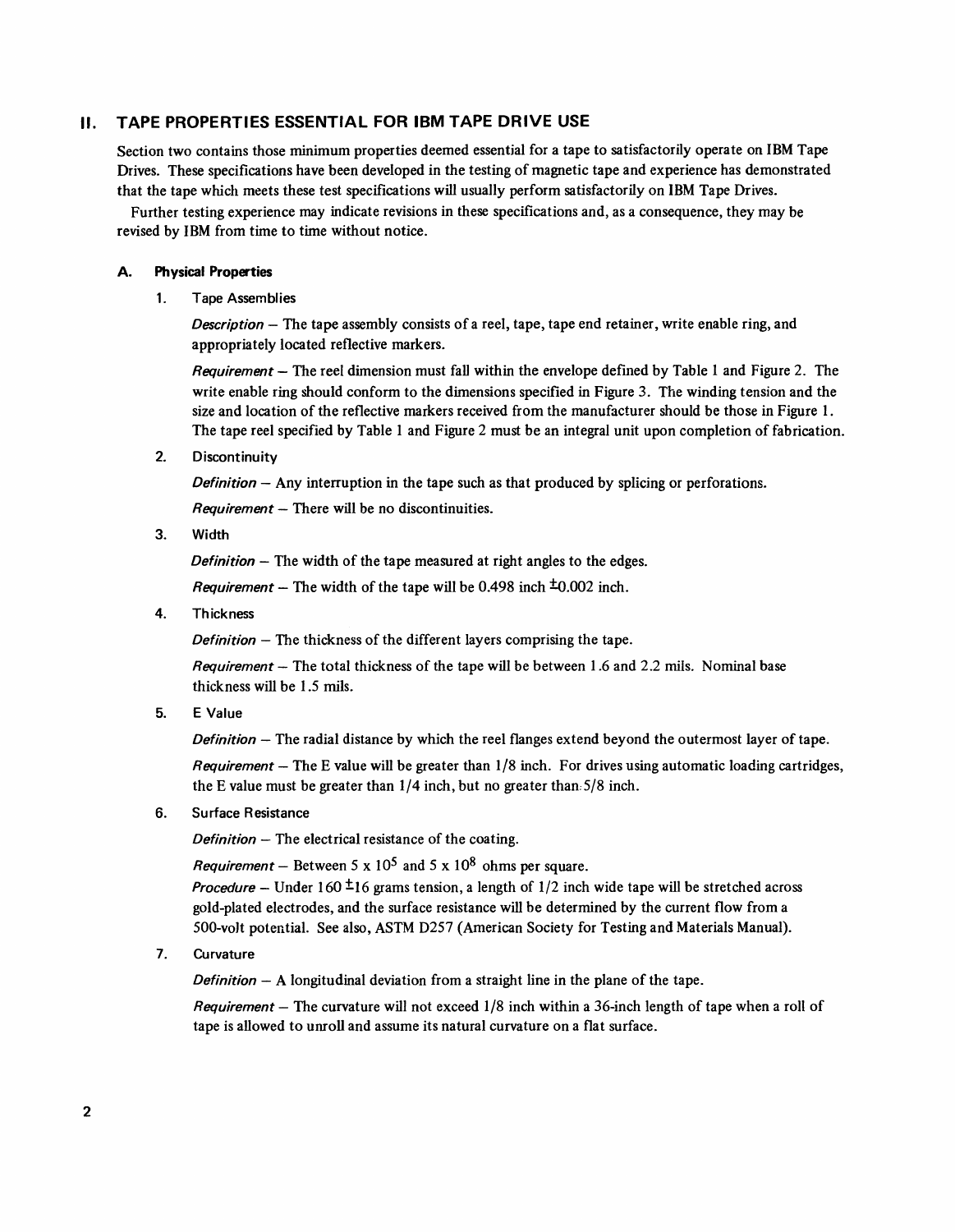## II. TAPE PROPERTIES ESSENTIAL FOR IBM TAPE DRIVE USE

Section two contains those minimum properties deemed essential for a tape to satisfactorily operate on IBM Tape Drives. These specifications have been developed in the testing of magnetic tape and experience has demonstrated that the tape which meets these test specifications will usually perform satisfactorily on IBM Tape Drives.

Further testing experience may indicate revisions in these specifications and, as a consequence, they may be revised by IBM from time to time without notice.

### A. Physical Properties

1. Tape Assemblies

   *Description* – The tape assembly consists of a reel, tape, tape end retainer, write enable ring, and appropriately located reflective markers.

   *Requirement* – The reel dimension must fall within the envelope defined by Table 1 and Figure 2. The write enable ring should conform to the dimensions specified in Figure 3. The winding tension and the size and location of the reflective markers received from the manufacturer should be those in Figure 1. The tape reel specified by Table 1 and Figure 2 must be an integral unit upon completion of fabrication.

2. Discontinuity

   *Definition* – Any interruption in the tape such as that produced by splicing or perforations.

   *Requirement* – There will be no discontinuities.

3. Width

   *Definition* – The width of the tape measured at right angles to the edges.

   *Requirement* – The width of the tape will be 0.498 inch $\pm$0.002 inch.

4. Thickness

   *Definition* – The thickness of the different layers comprising the tape.

   *Requirement* – The total thickness of the tape will be between 1.6 and 2.2 mils. Nominal base thickness will be 1.5 mils.

5. E Value

   *Definition* – The radial distance by which the reel flanges extend beyond the outermost layer of tape.

   *Requirement* – The E value will be greater than 1/8 inch. For drives using automatic loading cartridges, the E value must be greater than 1/4 inch, but no greater than 5/8 inch.

6. Surface Resistance

   *Definition* – The electrical resistance of the coating.

   *Requirement* – Between $5 \times 10^5$ and $5 \times 10^8$ ohms per square.

   *Procedure* – Under 160 $\pm$16 grams tension, a length of 1/2 inch wide tape will be stretched across gold-plated electrodes, and the surface resistance will be determined by the current flow from a 500-volt potential. See also, ASTM D257 (American Society for Testing and Materials Manual).

7. Curvature

   *Definition* – A longitudinal deviation from a straight line in the plane of the tape.

   *Requirement* – The curvature will not exceed 1/8 inch within a 36-inch length of tape when a roll of tape is allowed to unroll and assume its natural curvature on a flat surface.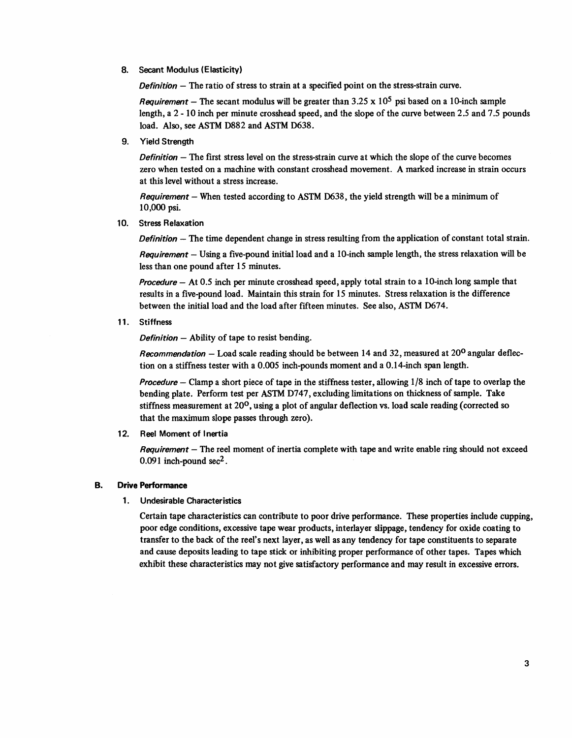8. Secant Modulus (Elasticity)

   *Definition* – The ratio of stress to strain at a specified point on the stress-strain curve.

   *Requirement* – The secant modulus will be greater than $3.25 \times 10^5$ psi based on a 10-inch sample length, a 2 - 10 inch per minute crosshead speed, and the slope of the curve between 2.5 and 7.5 pounds load. Also, see ASTM D882 and ASTM D638.

9. Yield Strength

   *Definition* – The first stress level on the stress-strain curve at which the slope of the curve becomes zero when tested on a machine with constant crosshead movement. A marked increase in strain occurs at this level without a stress increase.

   *Requirement* – When tested according to ASTM D638, the yield strength will be a minimum of 10,000 psi.

10. Stress Relaxation

    *Definition* – The time dependent change in stress resulting from the application of constant total strain.

    *Requirement* – Using a five-pound initial load and a 10-inch sample length, the stress relaxation will be less than one pound after 15 minutes.

    *Procedure* – At 0.5 inch per minute crosshead speed, apply total strain to a 10-inch long sample that results in a five-pound load. Maintain this strain for 15 minutes. Stress relaxation is the difference between the initial load and the load after fifteen minutes. See also, ASTM D674.

11. Stiffness

    *Definition* – Ability of tape to resist bending.

    *Recommendation* – Load scale reading should be between 14 and 32, measured at $20^\circ$ angular deflection on a stiffness tester with a 0.005 inch-pounds moment and a 0.14-inch span length.

    *Procedure* – Clamp a short piece of tape in the stiffness tester, allowing 1/8 inch of tape to overlap the bending plate. Perform test per ASTM D747, excluding limitations on thickness of sample. Take stiffness measurement at $20^\circ$, using a plot of angular deflection vs. load scale reading (corrected so that the maximum slope passes through zero).

12. Reel Moment of Inertia

    *Requirement* – The reel moment of inertia complete with tape and write enable ring should not exceed 0.091 inch-pound $\text{sec}^2$.

## B. Drive Performance

1. Undesirable Characteristics

   Certain tape characteristics can contribute to poor drive performance. These properties include cupping, poor edge conditions, excessive tape wear products, interlayer slippage, tendency for oxide coating to transfer to the back of the reel's next layer, as well as any tendency for tape constituents to separate and cause deposits leading to tape stick or inhibiting proper performance of other tapes. Tapes which exhibit these characteristics may not give satisfactory performance and may result in excessive errors.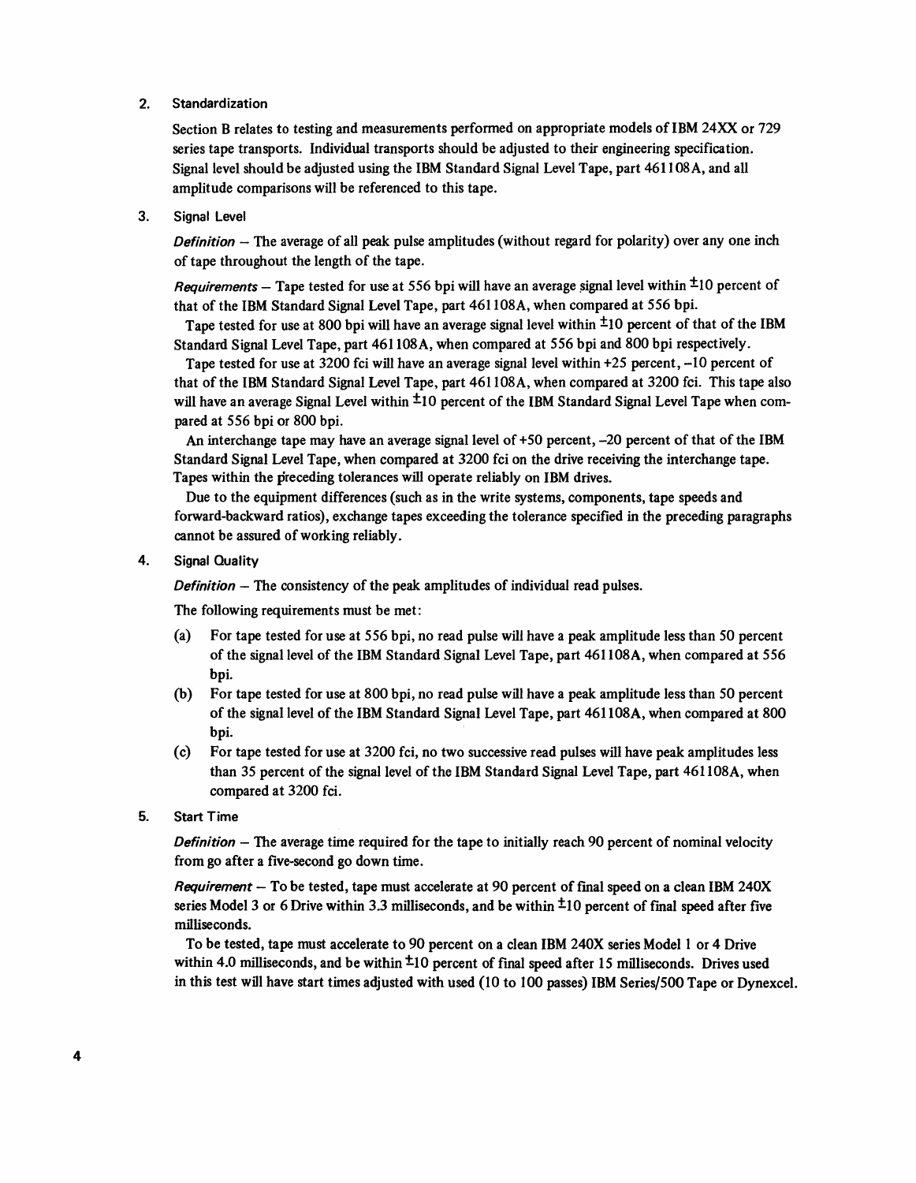2. **Standardization**

   Section B relates to testing and measurements performed on appropriate models of IBM 24XX or 729 series tape transports. Individual transports should be adjusted to their engineering specification. Signal level should be adjusted using the IBM Standard Signal Level Tape, part 461108A, and all amplitude comparisons will be referenced to this tape.

3. **Signal Level**

   *Definition* – The average of all peak pulse amplitudes (without regard for polarity) over any one inch of tape throughout the length of the tape.

   *Requirements* – Tape tested for use at 556 bpi will have an average signal level within ±10 percent of that of the IBM Standard Signal Level Tape, part 461108A, when compared at 556 bpi.

   Tape tested for use at 800 bpi will have an average signal level within ±10 percent of that of the IBM Standard Signal Level Tape, part 461108A, when compared at 556 bpi and 800 bpi respectively.

   Tape tested for use at 3200 fci will have an average signal level within +25 percent, –10 percent of that of the IBM Standard Signal Level Tape, part 461108A, when compared at 3200 fci. This tape also will have an average Signal Level within ±10 percent of the IBM Standard Signal Level Tape when compared at 556 bpi or 800 bpi.

   An interchange tape may have an average signal level of +50 percent, –20 percent of that of the IBM Standard Signal Level Tape, when compared at 3200 fci on the drive receiving the interchange tape. Tapes within the preceding tolerances will operate reliably on IBM drives.

   Due to the equipment differences (such as in the write systems, components, tape speeds and forward-backward ratios), exchange tapes exceeding the tolerance specified in the preceding paragraphs cannot be assured of working reliably.

4. **Signal Quality**

   *Definition* – The consistency of the peak amplitudes of individual read pulses.

   The following requirements must be met:

   (a) For tape tested for use at 556 bpi, no read pulse will have a peak amplitude less than 50 percent of the signal level of the IBM Standard Signal Level Tape, part 461108A, when compared at 556 bpi.

   (b) For tape tested for use at 800 bpi, no read pulse will have a peak amplitude less than 50 percent of the signal level of the IBM Standard Signal Level Tape, part 461108A, when compared at 800 bpi.

   (c) For tape tested for use at 3200 fci, no two successive read pulses will have peak amplitudes less than 35 percent of the signal level of the IBM Standard Signal Level Tape, part 461108A, when compared at 3200 fci.

5. **Start Time**

   *Definition* – The average time required for the tape to initially reach 90 percent of nominal velocity from go after a five-second go down time.

   *Requirement* – To be tested, tape must accelerate at 90 percent of final speed on a clean IBM 240X series Model 3 or 6 Drive within 3.3 milliseconds, and be within ±10 percent of final speed after five milliseconds.

   To be tested, tape must accelerate to 90 percent on a clean IBM 240X series Model 1 or 4 Drive within 4.0 milliseconds, and be within ±10 percent of final speed after 15 milliseconds. Drives used in this test will have start times adjusted with used (10 to 100 passes) IBM Series/500 Tape or Dynexcel.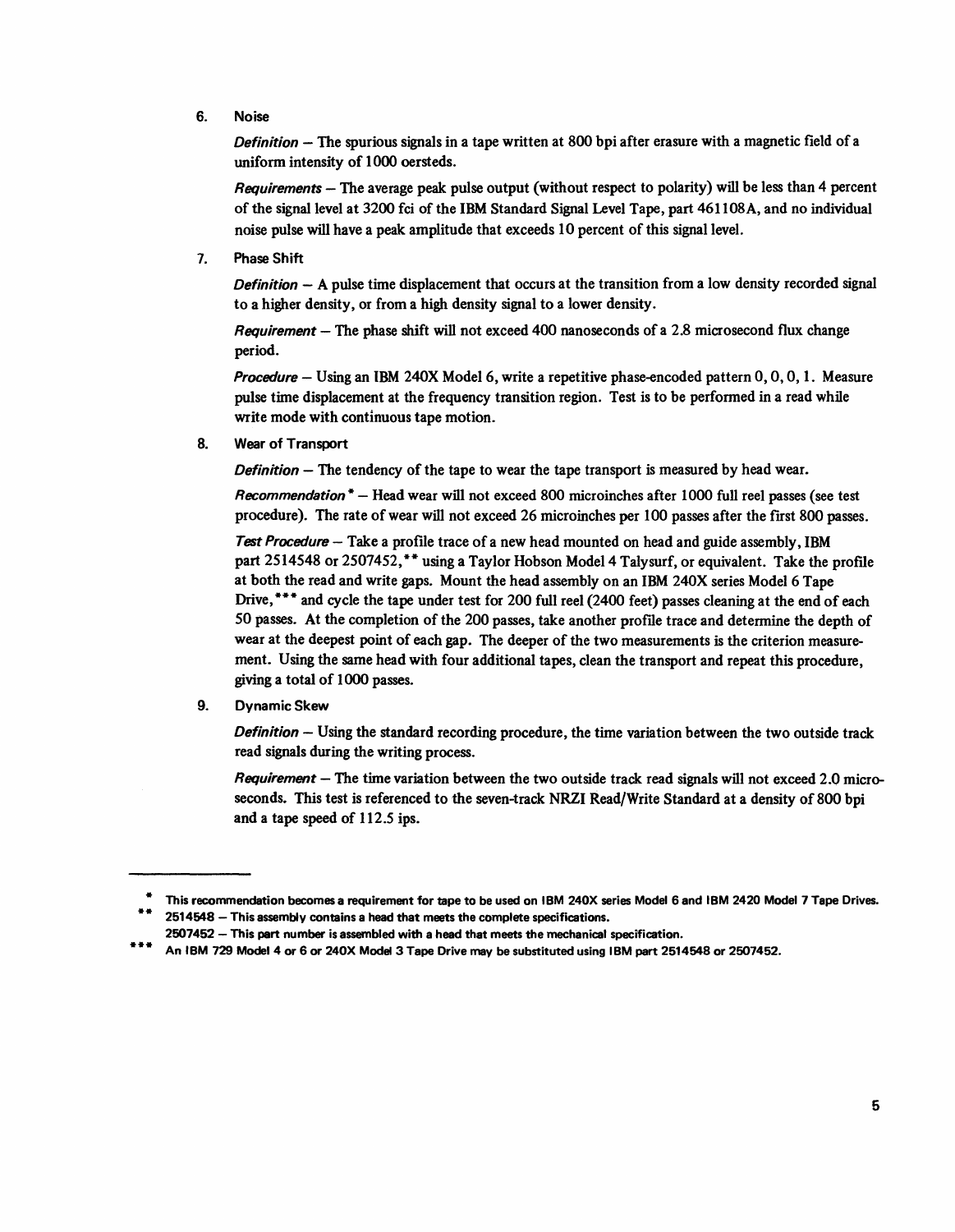6. **Noise**

   *Definition* – The spurious signals in a tape written at 800 bpi after erasure with a magnetic field of a uniform intensity of 1000 oersteds.

   *Requirements* – The average peak pulse output (without respect to polarity) will be less than 4 percent of the signal level at 3200 fci of the IBM Standard Signal Level Tape, part 461108A, and no individual noise pulse will have a peak amplitude that exceeds 10 percent of this signal level.

7. **Phase Shift**

   *Definition* – A pulse time displacement that occurs at the transition from a low density recorded signal to a higher density, or from a high density signal to a lower density.

   *Requirement* – The phase shift will not exceed 400 nanoseconds of a 2.8 microsecond flux change period.

   *Procedure* – Using an IBM 240X Model 6, write a repetitive phase-encoded pattern 0, 0, 0, 1. Measure pulse time displacement at the frequency transition region. Test is to be performed in a read while write mode with continuous tape motion.

8. **Wear of Transport**

   *Definition* – The tendency of the tape to wear the tape transport is measured by head wear.

   *Recommendation** – Head wear will not exceed 800 microinches after 1000 full reel passes (see test procedure). The rate of wear will not exceed 26 microinches per 100 passes after the first 800 passes.

   *Test Procedure* – Take a profile trace of a new head mounted on head and guide assembly, IBM part 2514548 or 2507452,** using a Taylor Hobson Model 4 Talysurf, or equivalent. Take the profile at both the read and write gaps. Mount the head assembly on an IBM 240X series Model 6 Tape Drive,*** and cycle the tape under test for 200 full reel (2400 feet) passes cleaning at the end of each 50 passes. At the completion of the 200 passes, take another profile trace and determine the depth of wear at the deepest point of each gap. The deeper of the two measurements is the criterion measurement. Using the same head with four additional tapes, clean the transport and repeat this procedure, giving a total of 1000 passes.

9. **Dynamic Skew**

   *Definition* – Using the standard recording procedure, the time variation between the two outside track read signals during the writing process.

   *Requirement* – The time variation between the two outside track read signals will not exceed 2.0 microseconds. This test is referenced to the seven-track NRZI Read/Write Standard at a density of 800 bpi and a tape speed of 112.5 ips.

---

\* This recommendation becomes a requirement for tape to be used on IBM 240X series Model 6 and IBM 2420 Model 7 Tape Drives.

\** 2514548 – This assembly contains a head that meets the complete specifications.
2507452 – This part number is assembled with a head that meets the mechanical specification.

\*** An IBM 729 Model 4 or 6 or 240X Model 3 Tape Drive may be substituted using IBM part 2514548 or 2507452.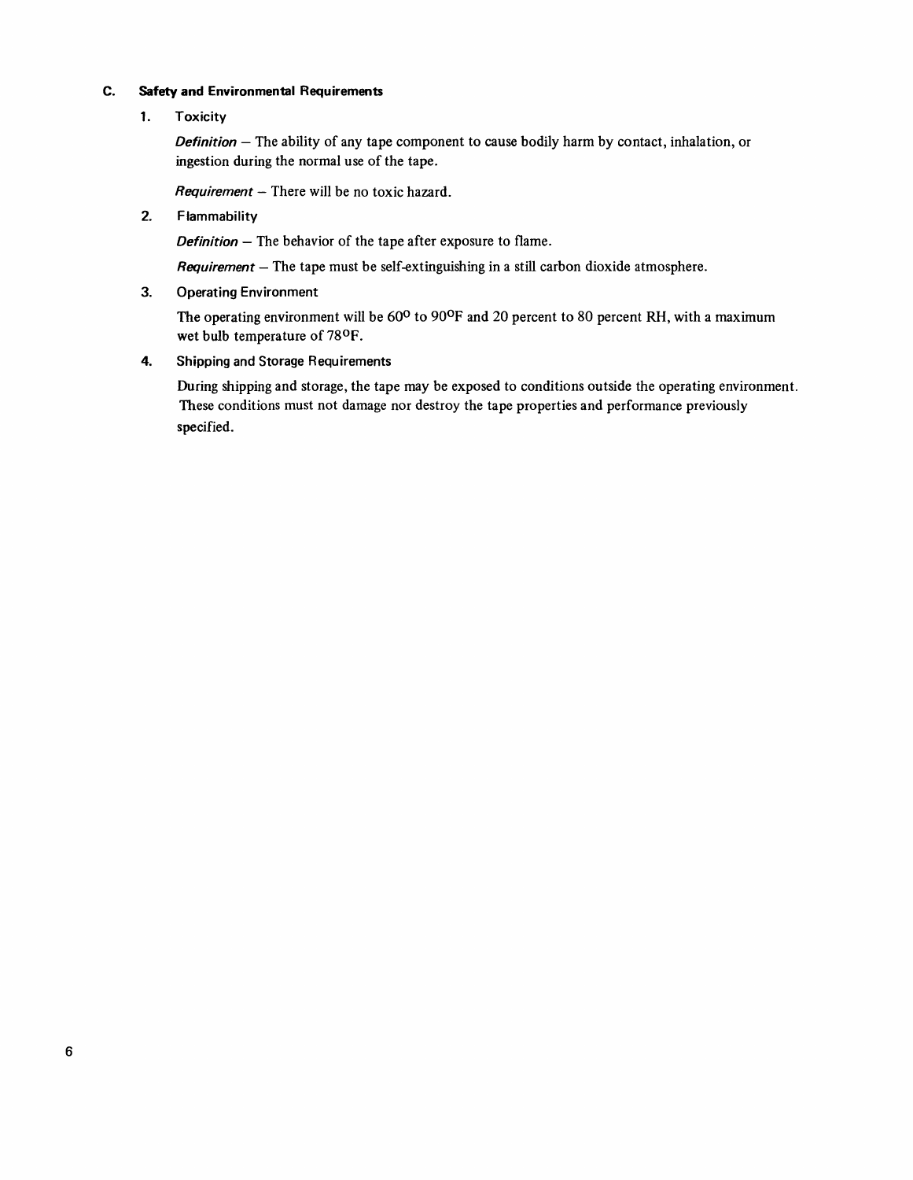## C. Safety and Environmental Requirements

### 1. Toxicity

*Definition* – The ability of any tape component to cause bodily harm by contact, inhalation, or ingestion during the normal use of the tape.

*Requirement* – There will be no toxic hazard.

### 2. Flammability

*Definition* – The behavior of the tape after exposure to flame.

*Requirement* – The tape must be self-extinguishing in a still carbon dioxide atmosphere.

### 3. Operating Environment

The operating environment will be $60^{\circ}$ to $90^{\circ}$F and 20 percent to 80 percent RH, with a maximum wet bulb temperature of $78^{\circ}$F.

### 4. Shipping and Storage Requirements

During shipping and storage, the tape may be exposed to conditions outside the operating environment. These conditions must not damage nor destroy the tape properties and performance previously specified.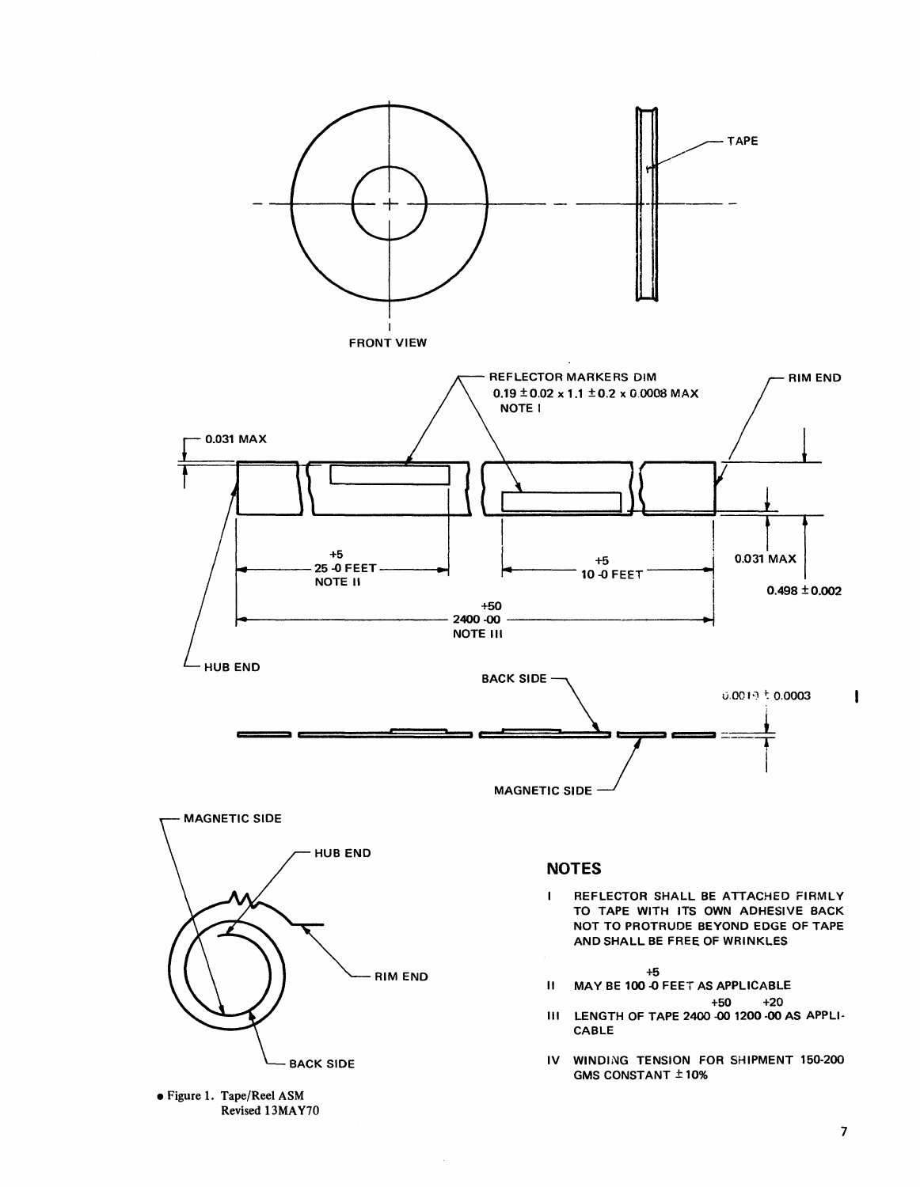TAPE

FRONT VIEW

REFLECTOR MARKERS DIM
0.19 ± 0.02 x 1.1 ± 0.2 x 0.0008 MAX
NOTE I

RIM END

0.031 MAX

+5
25 -0 FEET
NOTE II

+5
10 -0 FEET

0.031 MAX

0.498 ± 0.002

+50
2400 -00
NOTE III

HUB END

BACK SIDE

0.0019 ± 0.0003

MAGNETIC SIDE

MAGNETIC SIDE

HUB END

RIM END

BACK SIDE

## NOTES

I REFLECTOR SHALL BE ATTACHED FIRMLY TO TAPE WITH ITS OWN ADHESIVE BACK NOT TO PROTRUDE BEYOND EDGE OF TAPE AND SHALL BE FREE OF WRINKLES

II MAY BE 100 $^{+5}_{-0}$ FEET AS APPLICABLE

III LENGTH OF TAPE 2400 $^{+50}_{-00}$ 1200 $^{+20}_{-00}$ AS APPLICABLE

IV WINDING TENSION FOR SHIPMENT 150-200 GMS CONSTANT ± 10%

• Figure 1. Tape/Reel ASM
Revised 13MAY70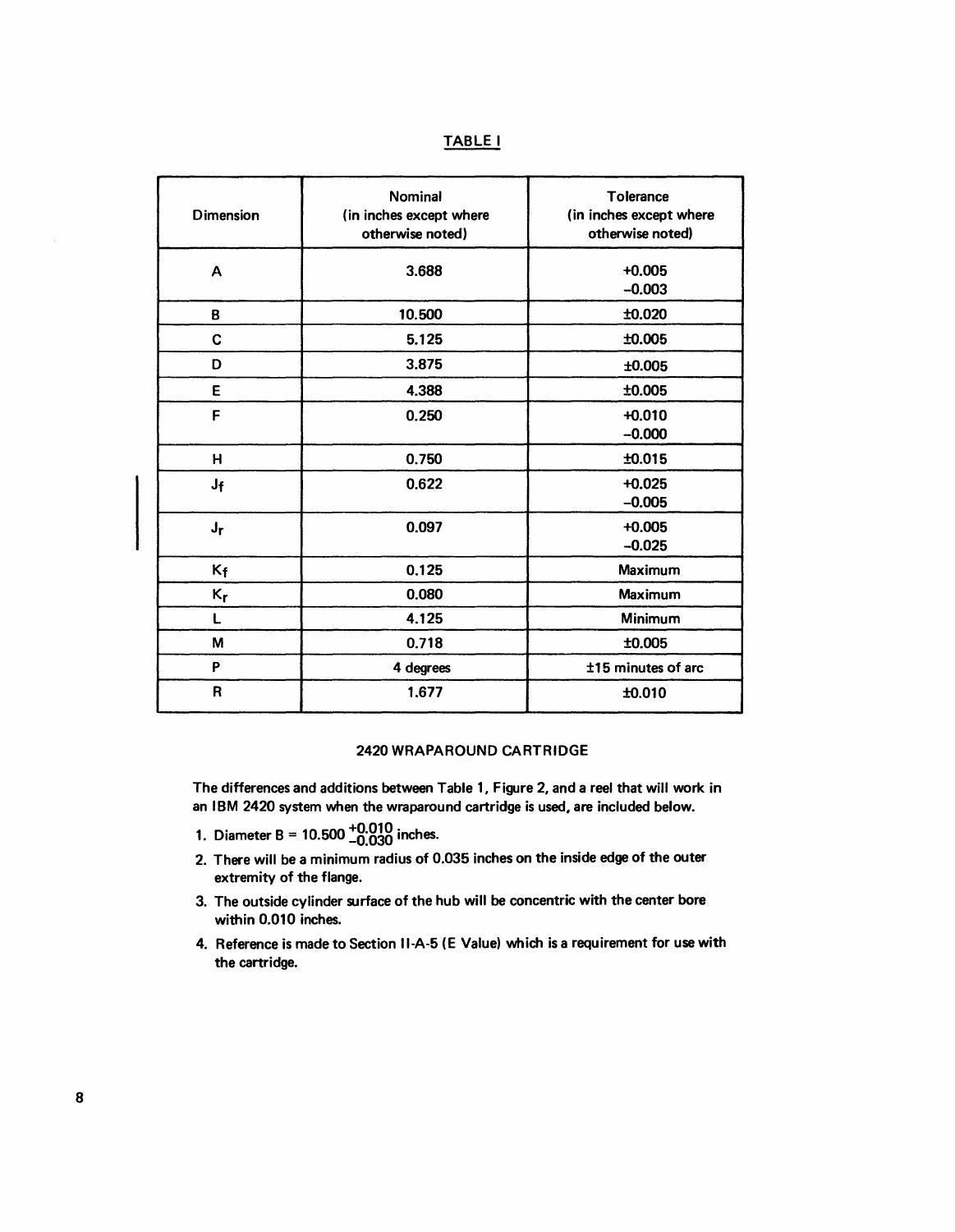TABLE I

| Dimension | Nominal (in inches except where otherwise noted) | Tolerance (in inches except where otherwise noted) |
|---|---|---|
| A | 3.688 | +0.005 −0.003 |
| B | 10.500 | ±0.020 |
| C | 5.125 | ±0.005 |
| D | 3.875 | ±0.005 |
| E | 4.388 | ±0.005 |
| F | 0.250 | +0.010 −0.000 |
| H | 0.750 | ±0.015 |
| $J_f$ | 0.622 | +0.025 −0.005 |
| $J_r$ | 0.097 | +0.005 −0.025 |
| $K_f$ | 0.125 | Maximum |
| $K_r$ | 0.080 | Maximum |
| L | 4.125 | Minimum |
| M | 0.718 | ±0.005 |
| P | 4 degrees | ±15 minutes of arc |
| R | 1.677 | ±0.010 |

## 2420 WRAPAROUND CARTRIDGE

The differences and additions between Table 1, Figure 2, and a reel that will work in an IBM 2420 system when the wraparound cartridge is used, are included below.

1. Diameter B = $10.500^{+0.010}_{-0.030}$ inches.
2. There will be a minimum radius of 0.035 inches on the inside edge of the outer extremity of the flange.
3. The outside cylinder surface of the hub will be concentric with the center bore within 0.010 inches.
4. Reference is made to Section II-A-5 (E Value) which is a requirement for use with the cartridge.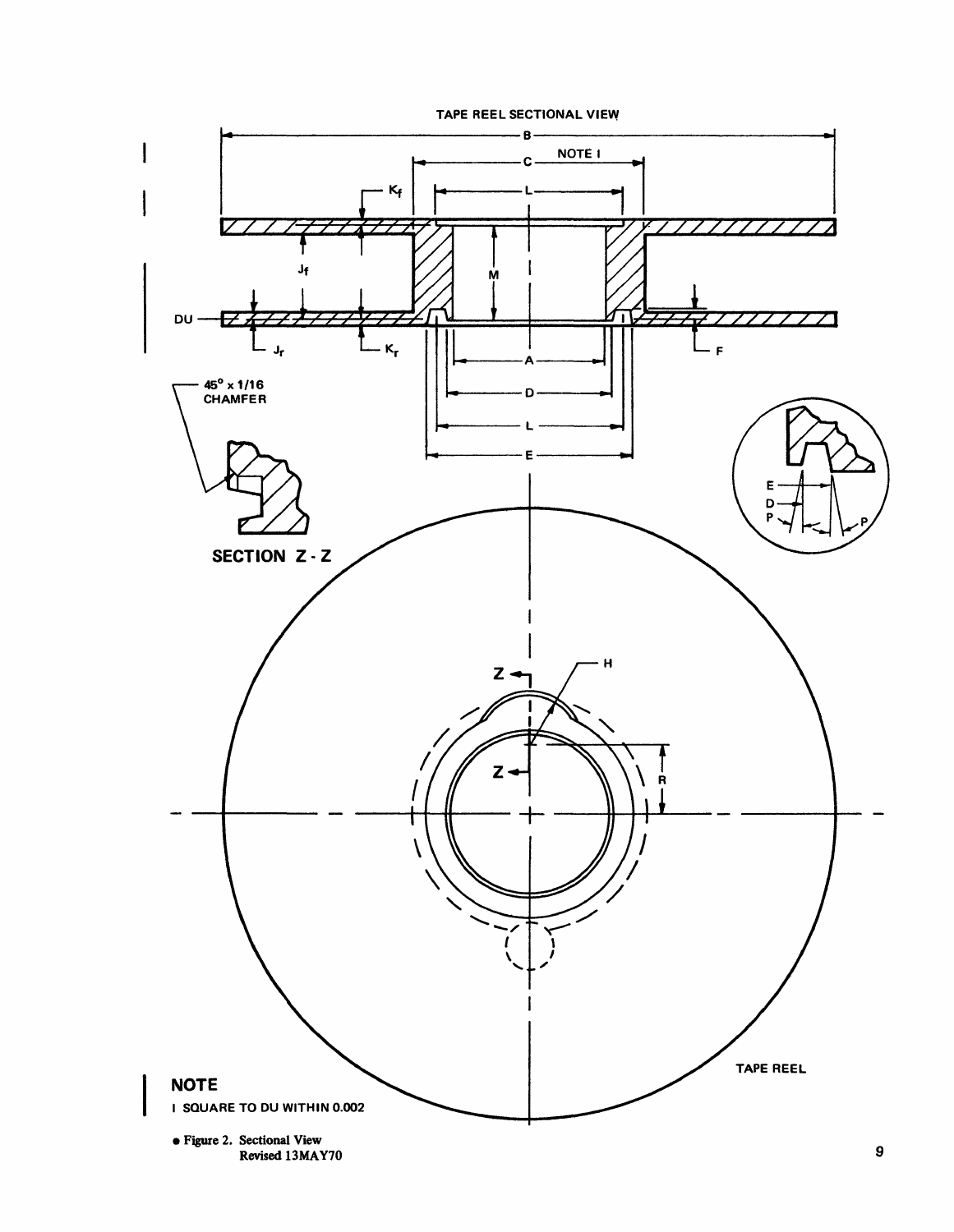TAPE REEL SECTIONAL VIEW

NOTE 1

SECTION Z - Z

45° x 1/16 CHAMFER

TAPE REEL

## NOTE

1 SQUARE TO DU WITHIN 0.002

• Figure 2. Sectional View
Revised 13MAY70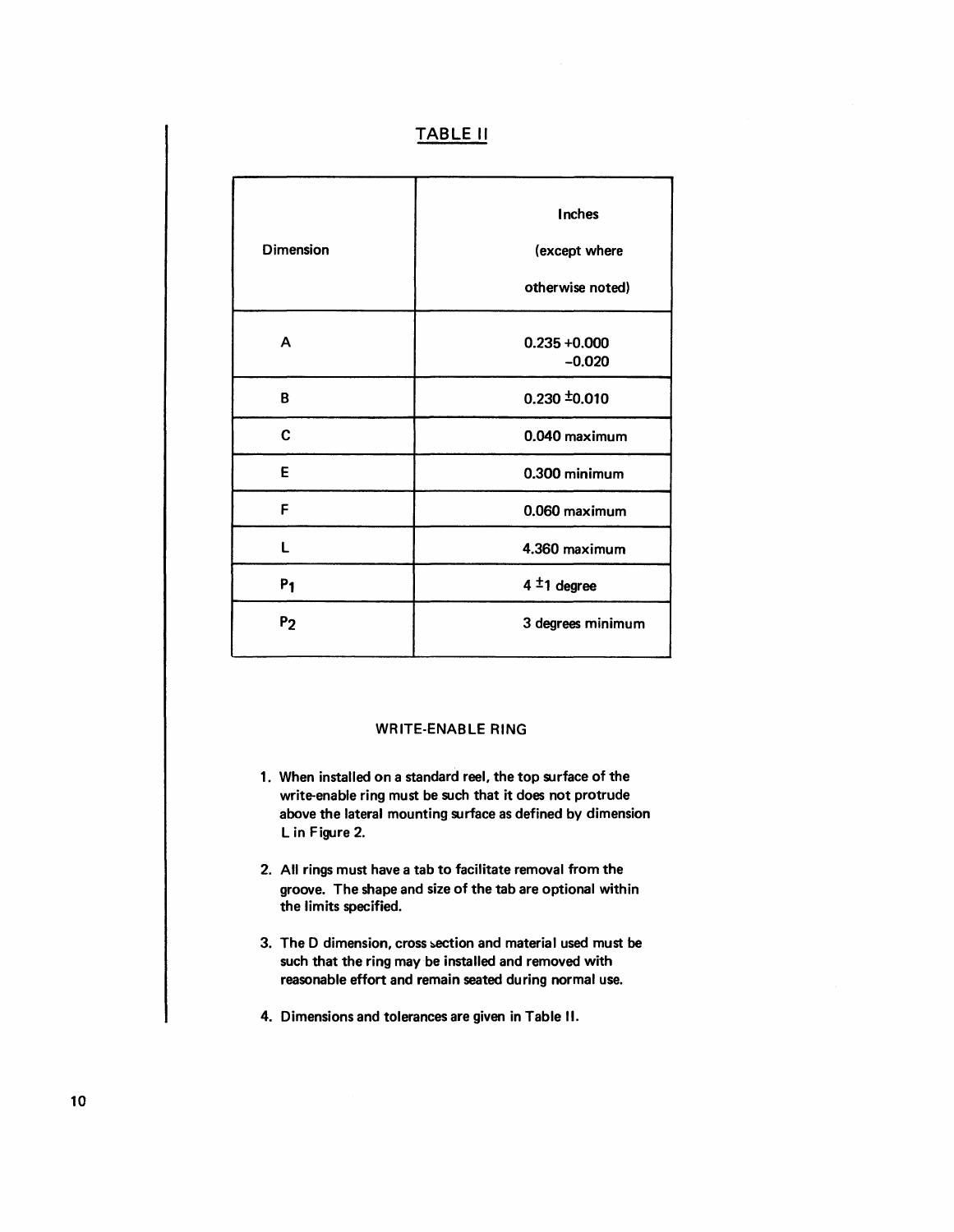# TABLE II

| Dimension | Inches (except where otherwise noted) |
|---|---|
| A | 0.235 +0.000 −0.020 |
| B | 0.230 ±0.010 |
| C | 0.040 maximum |
| E | 0.300 minimum |
| F | 0.060 maximum |
| L | 4.360 maximum |
| $P_1$ | 4 ±1 degree |
| $P_2$ | 3 degrees minimum |

## WRITE-ENABLE RING

1. When installed on a standard reel, the top surface of the write-enable ring must be such that it does not protrude above the lateral mounting surface as defined by dimension L in Figure 2.
2. All rings must have a tab to facilitate removal from the groove. The shape and size of the tab are optional within the limits specified.
3. The D dimension, cross section and material used must be such that the ring may be installed and removed with reasonable effort and remain seated during normal use.
4. Dimensions and tolerances are given in Table II.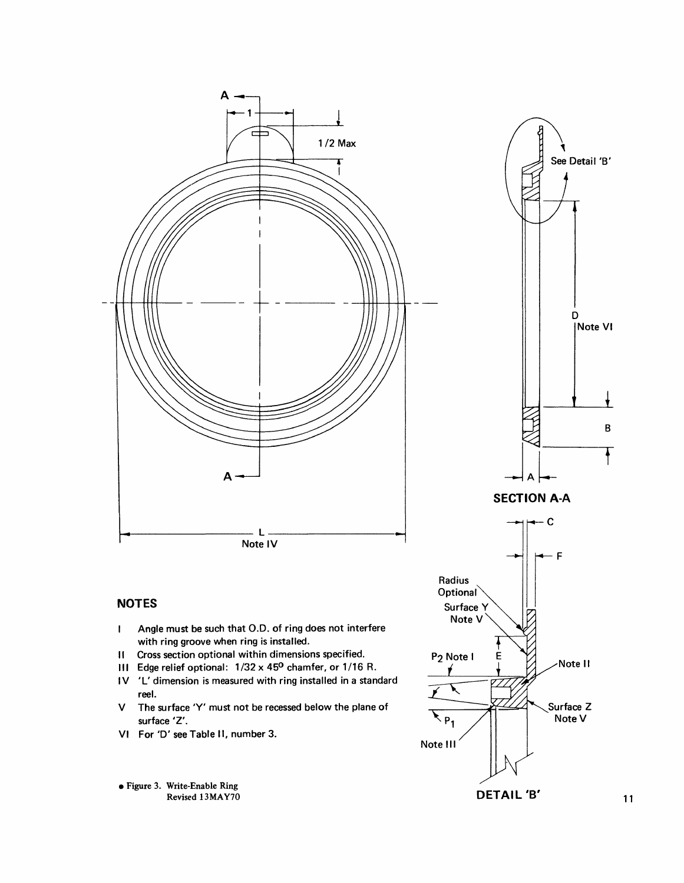A — 1 — 1/2 Max

A

L
Note IV

See Detail 'B'

D
Note VI

B

A

**SECTION A-A**

C

F

Radius Optional

Surface Y
Note V

$P_2$ Note I

E

Note II

Surface Z
Note V

$P_1$

Note III

**DETAIL 'B'**

## NOTES

- I Angle must be such that O.D. of ring does not interfere with ring groove when ring is installed.
- II Cross section optional within dimensions specified.
- III Edge relief optional: 1/32 x 45° chamfer, or 1/16 R.
- IV 'L' dimension is measured with ring installed in a standard reel.
- V The surface 'Y' must not be recessed below the plane of surface 'Z'.
- VI For 'D' see Table II, number 3.

• Figure 3. Write-Enable Ring
Revised 13MAY70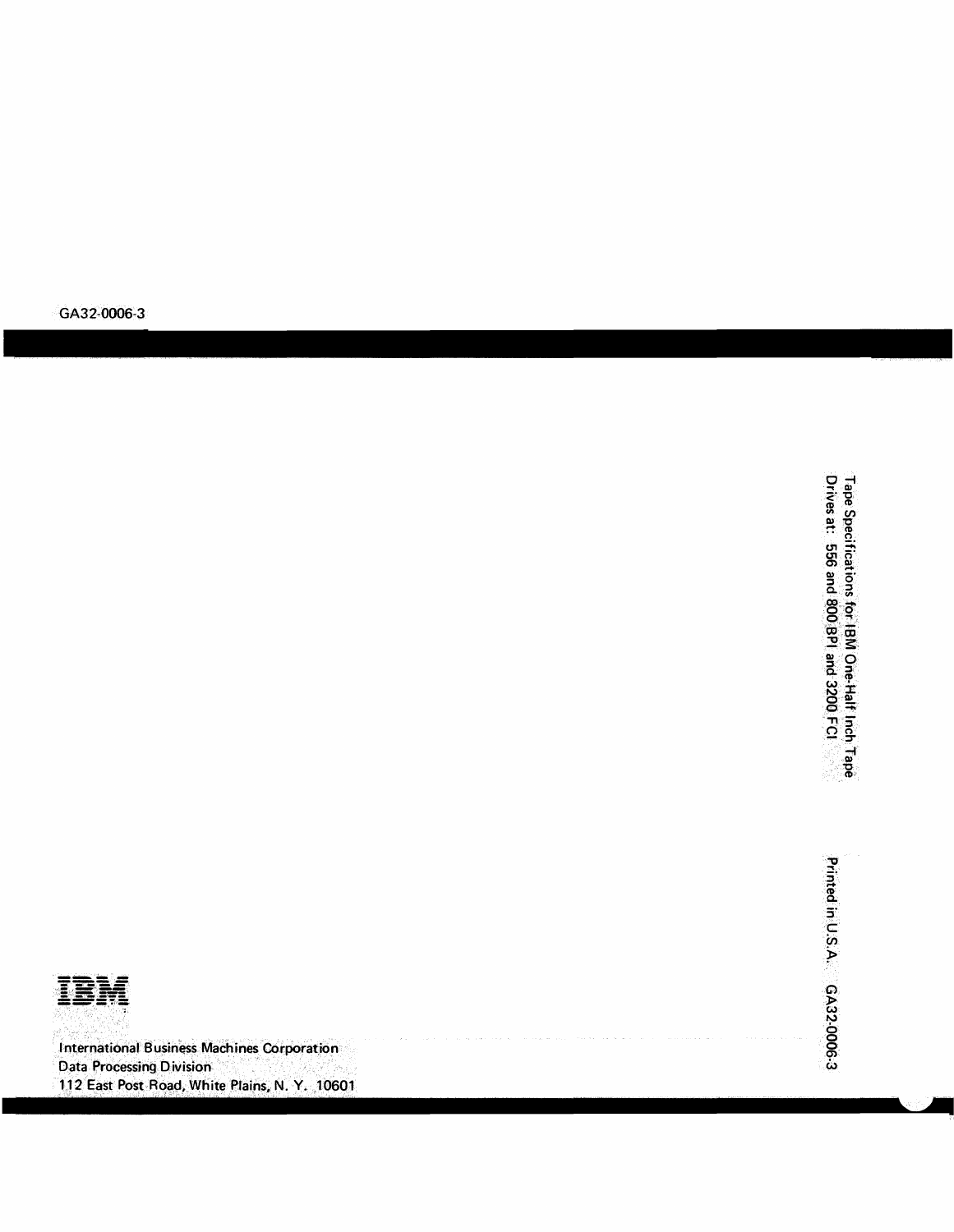GA32-0006-3

Tape Specifications for IBM One-Half Inch Tape Drives at: 556 and 800 BPI and 3200 FCI

Printed in U.S.A. GA32-0006-3

IBM

International Business Machines Corporation
Data Processing Division
112 East Post Road, White Plains, N. Y. 10601